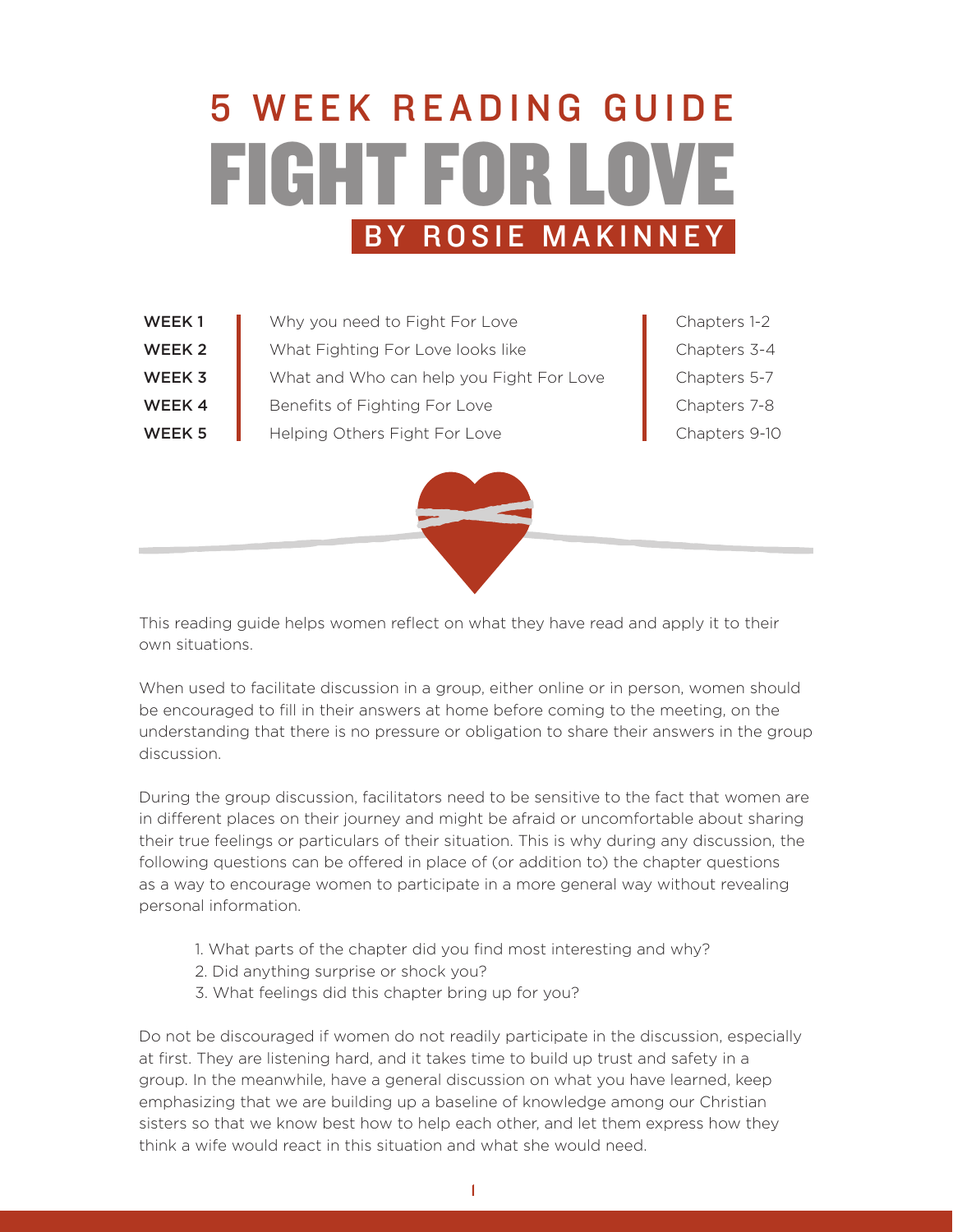# 5 WEEK READING GUIDE

# FIGHT FOR LOVE

## BY ROSIE MAKINNEY

| | | |
|---|---|---|
| **WEEK 1** | Why you need to Fight For Love | Chapters 1-2 |
| **WEEK 2** | What Fighting For Love looks like | Chapters 3-4 |
| **WEEK 3** | What and Who can help you Fight For Love | Chapters 5-7 |
| **WEEK 4** | Benefits of Fighting For Love | Chapters 7-8 |
| **WEEK 5** | Helping Others Fight For Love | Chapters 9-10 |

This reading guide helps women reflect on what they have read and apply it to their own situations.

When used to facilitate discussion in a group, either online or in person, women should be encouraged to fill in their answers at home before coming to the meeting, on the understanding that there is no pressure or obligation to share their answers in the group discussion.

During the group discussion, facilitators need to be sensitive to the fact that women are in different places on their journey and might be afraid or uncomfortable about sharing their true feelings or particulars of their situation. This is why during any discussion, the following questions can be offered in place of (or addition to) the chapter questions as a way to encourage women to participate in a more general way without revealing personal information.

1. What parts of the chapter did you find most interesting and why?
2. Did anything surprise or shock you?
3. What feelings did this chapter bring up for you?

Do not be discouraged if women do not readily participate in the discussion, especially at first. They are listening hard, and it takes time to build up trust and safety in a group. In the meanwhile, have a general discussion on what you have learned, keep emphasizing that we are building up a baseline of knowledge among our Christian sisters so that we know best how to help each other, and let them express how they think a wife would react in this situation and what she would need.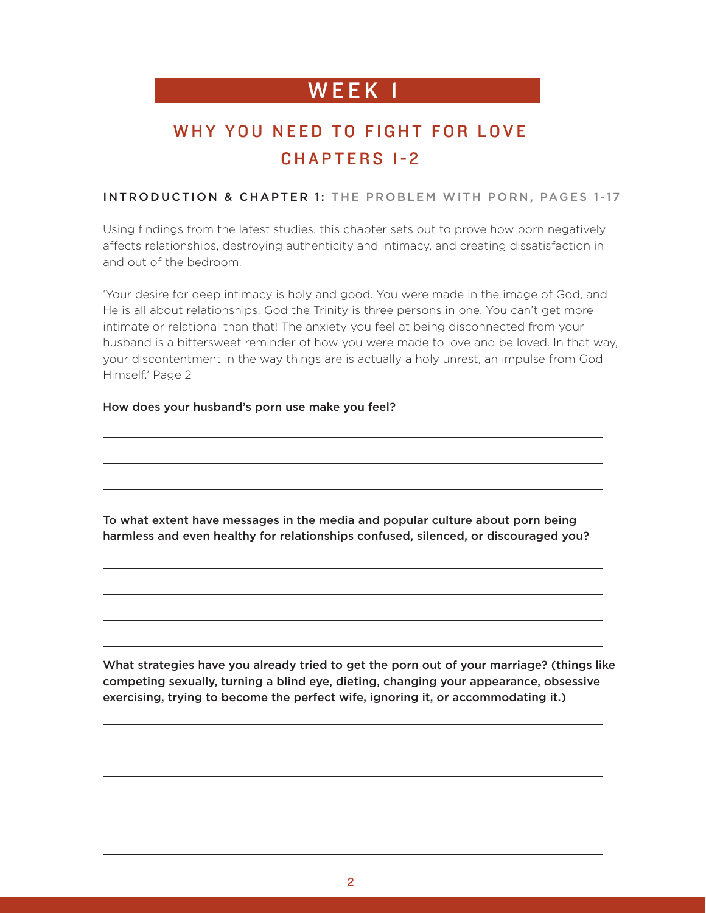# WEEK 1

## WHY YOU NEED TO FIGHT FOR LOVE
## CHAPTERS 1-2

### INTRODUCTION & CHAPTER 1: THE PROBLEM WITH PORN, PAGES 1-17

Using findings from the latest studies, this chapter sets out to prove how porn negatively affects relationships, destroying authenticity and intimacy, and creating dissatisfaction in and out of the bedroom.

'Your desire for deep intimacy is holy and good. You were made in the image of God, and He is all about relationships. God the Trinity is three persons in one. You can't get more intimate or relational than that! The anxiety you feel at being disconnected from your husband is a bittersweet reminder of how you were made to love and be loved. In that way, your discontentment in the way things are is actually a holy unrest, an impulse from God Himself.' Page 2

**How does your husband's porn use make you feel?**

______________________________________________________________________

______________________________________________________________________

______________________________________________________________________

**To what extent have messages in the media and popular culture about porn being harmless and even healthy for relationships confused, silenced, or discouraged you?**

______________________________________________________________________

______________________________________________________________________

______________________________________________________________________

______________________________________________________________________

**What strategies have you already tried to get the porn out of your marriage? (things like competing sexually, turning a blind eye, dieting, changing your appearance, obsessive exercising, trying to become the perfect wife, ignoring it, or accommodating it.)**

______________________________________________________________________

______________________________________________________________________

______________________________________________________________________

______________________________________________________________________

______________________________________________________________________

______________________________________________________________________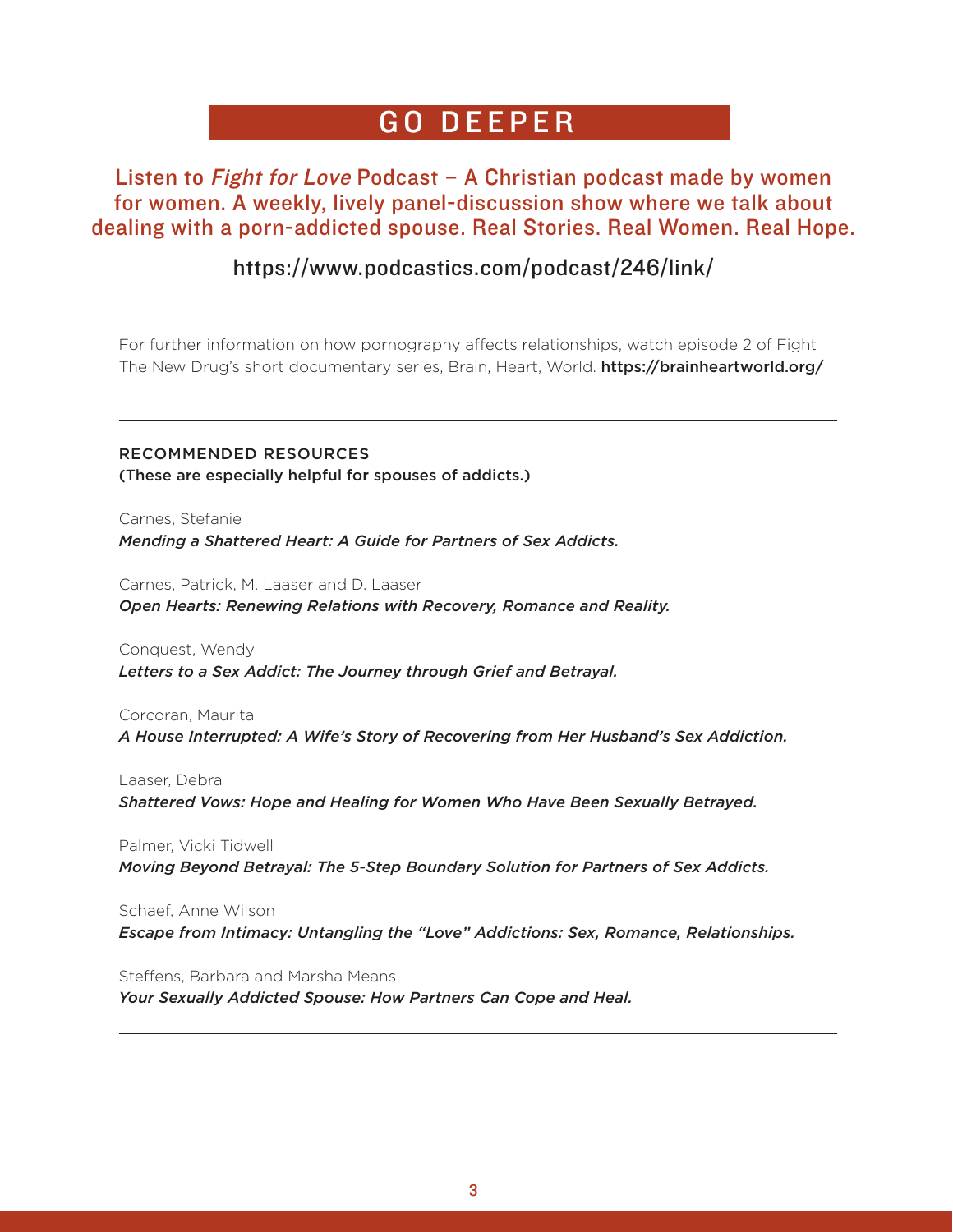# GO DEEPER

**Listen to *Fight for Love* Podcast – A Christian podcast made by women for women. A weekly, lively panel-discussion show where we talk about dealing with a porn-addicted spouse. Real Stories. Real Women. Real Hope.**

**https://www.podcastics.com/podcast/246/link/**

For further information on how pornography affects relationships, watch episode 2 of Fight The New Drug's short documentary series, Brain, Heart, World. **https://brainheartworld.org/**

---

**RECOMMENDED RESOURCES**
**(These are especially helpful for spouses of addicts.)**

Carnes, Stefanie
***Mending a Shattered Heart: A Guide for Partners of Sex Addicts.***

Carnes, Patrick, M. Laaser and D. Laaser
***Open Hearts: Renewing Relations with Recovery, Romance and Reality.***

Conquest, Wendy
***Letters to a Sex Addict: The Journey through Grief and Betrayal.***

Corcoran, Maurita
***A House Interrupted: A Wife's Story of Recovering from Her Husband's Sex Addiction.***

Laaser, Debra
***Shattered Vows: Hope and Healing for Women Who Have Been Sexually Betrayed.***

Palmer, Vicki Tidwell
***Moving Beyond Betrayal: The 5-Step Boundary Solution for Partners of Sex Addicts.***

Schaef, Anne Wilson
***Escape from Intimacy: Untangling the "Love" Addictions: Sex, Romance, Relationships.***

Steffens, Barbara and Marsha Means
***Your Sexually Addicted Spouse: How Partners Can Cope and Heal.***

---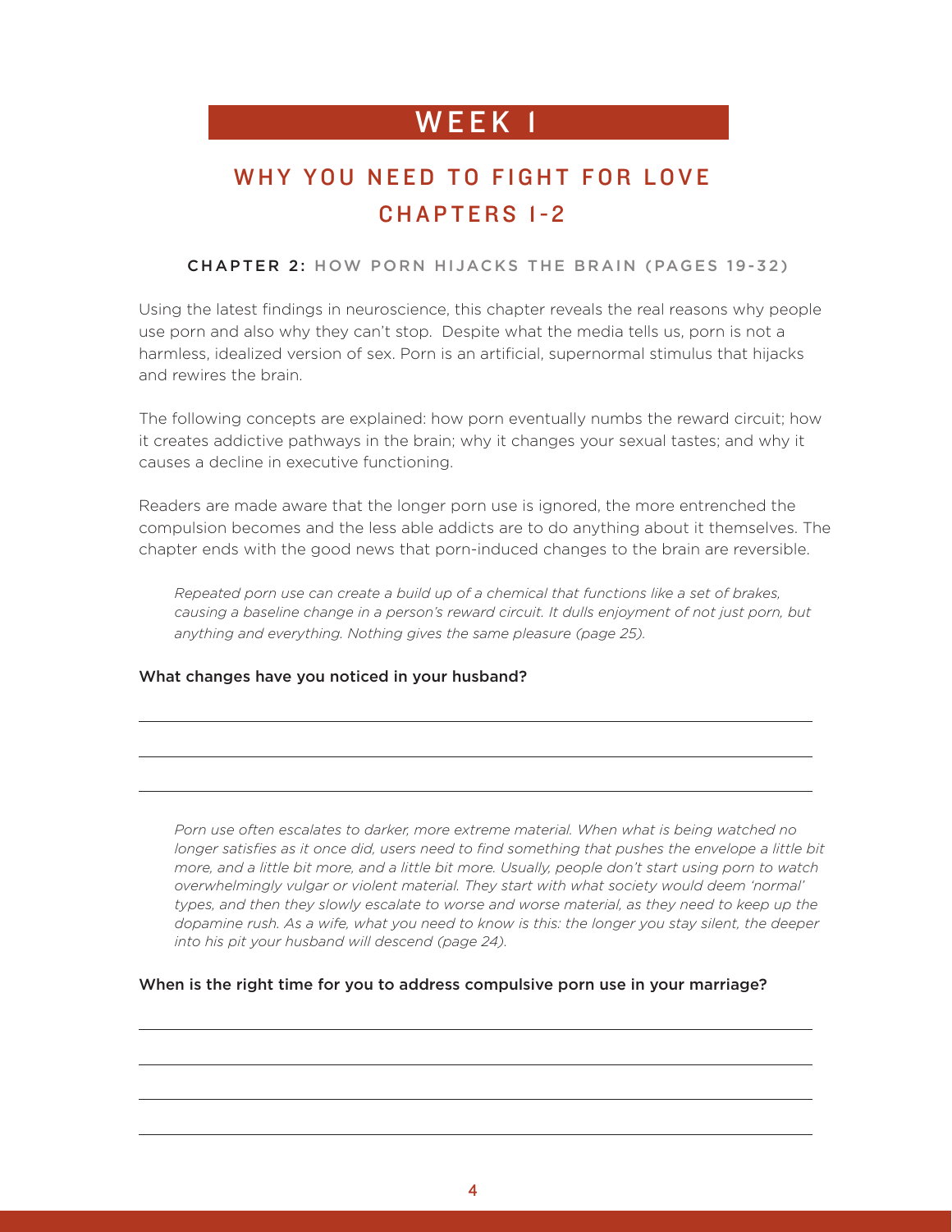# WEEK 1

## WHY YOU NEED TO FIGHT FOR LOVE
## CHAPTERS 1-2

### CHAPTER 2: HOW PORN HIJACKS THE BRAIN (PAGES 19-32)

Using the latest findings in neuroscience, this chapter reveals the real reasons why people use porn and also why they can't stop. Despite what the media tells us, porn is not a harmless, idealized version of sex. Porn is an artificial, supernormal stimulus that hijacks and rewires the brain.

The following concepts are explained: how porn eventually numbs the reward circuit; how it creates addictive pathways in the brain; why it changes your sexual tastes; and why it causes a decline in executive functioning.

Readers are made aware that the longer porn use is ignored, the more entrenched the compulsion becomes and the less able addicts are to do anything about it themselves. The chapter ends with the good news that porn-induced changes to the brain are reversible.

> *Repeated porn use can create a build up of a chemical that functions like a set of brakes, causing a baseline change in a person's reward circuit. It dulls enjoyment of not just porn, but anything and everything. Nothing gives the same pleasure (page 25).*

**What changes have you noticed in your husband?**

\_\_\_\_\_\_\_\_\_\_\_\_\_\_\_\_\_\_\_\_\_\_\_\_\_\_\_\_\_\_\_\_\_\_\_\_\_\_\_\_\_\_\_\_\_\_\_\_\_\_\_\_\_\_\_\_\_\_\_\_

\_\_\_\_\_\_\_\_\_\_\_\_\_\_\_\_\_\_\_\_\_\_\_\_\_\_\_\_\_\_\_\_\_\_\_\_\_\_\_\_\_\_\_\_\_\_\_\_\_\_\_\_\_\_\_\_\_\_\_\_

\_\_\_\_\_\_\_\_\_\_\_\_\_\_\_\_\_\_\_\_\_\_\_\_\_\_\_\_\_\_\_\_\_\_\_\_\_\_\_\_\_\_\_\_\_\_\_\_\_\_\_\_\_\_\_\_\_\_\_\_

> *Porn use often escalates to darker, more extreme material. When what is being watched no longer satisfies as it once did, users need to find something that pushes the envelope a little bit more, and a little bit more, and a little bit more. Usually, people don't start using porn to watch overwhelmingly vulgar or violent material. They start with what society would deem 'normal' types, and then they slowly escalate to worse and worse material, as they need to keep up the dopamine rush. As a wife, what you need to know is this: the longer you stay silent, the deeper into his pit your husband will descend (page 24).*

**When is the right time for you to address compulsive porn use in your marriage?**

\_\_\_\_\_\_\_\_\_\_\_\_\_\_\_\_\_\_\_\_\_\_\_\_\_\_\_\_\_\_\_\_\_\_\_\_\_\_\_\_\_\_\_\_\_\_\_\_\_\_\_\_\_\_\_\_\_\_\_\_

\_\_\_\_\_\_\_\_\_\_\_\_\_\_\_\_\_\_\_\_\_\_\_\_\_\_\_\_\_\_\_\_\_\_\_\_\_\_\_\_\_\_\_\_\_\_\_\_\_\_\_\_\_\_\_\_\_\_\_\_

\_\_\_\_\_\_\_\_\_\_\_\_\_\_\_\_\_\_\_\_\_\_\_\_\_\_\_\_\_\_\_\_\_\_\_\_\_\_\_\_\_\_\_\_\_\_\_\_\_\_\_\_\_\_\_\_\_\_\_\_

\_\_\_\_\_\_\_\_\_\_\_\_\_\_\_\_\_\_\_\_\_\_\_\_\_\_\_\_\_\_\_\_\_\_\_\_\_\_\_\_\_\_\_\_\_\_\_\_\_\_\_\_\_\_\_\_\_\_\_\_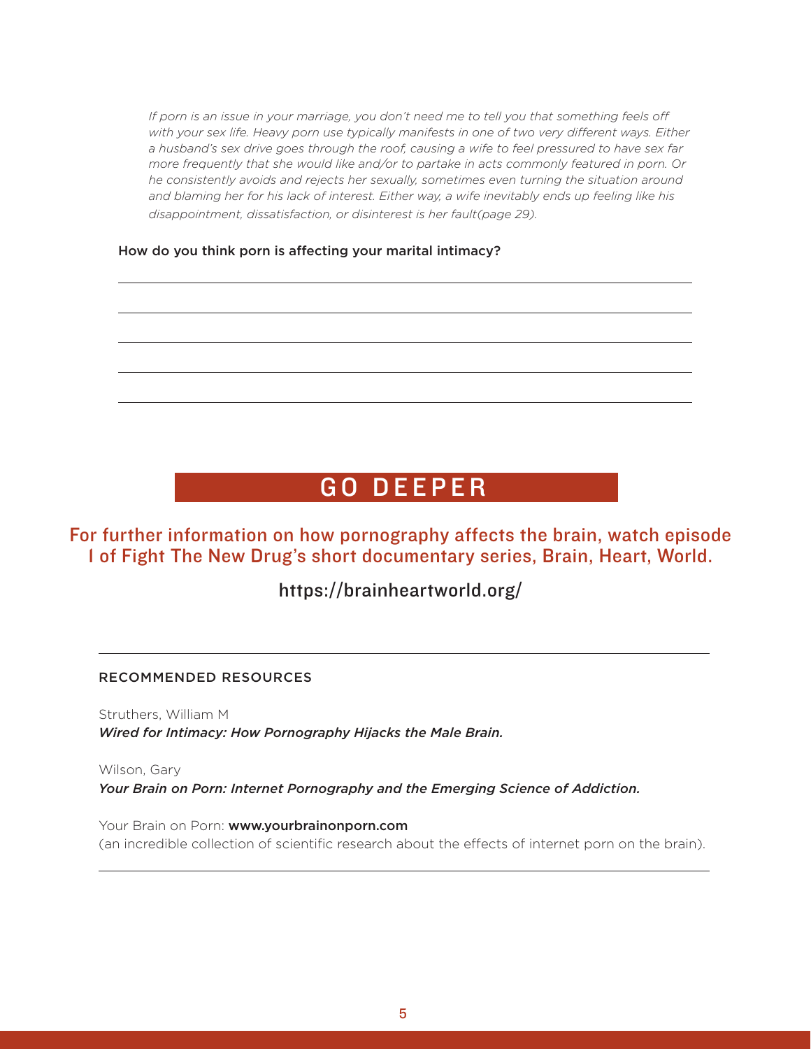*If porn is an issue in your marriage, you don't need me to tell you that something feels off with your sex life. Heavy porn use typically manifests in one of two very different ways. Either a husband's sex drive goes through the roof, causing a wife to feel pressured to have sex far more frequently that she would like and/or to partake in acts commonly featured in porn. Or he consistently avoids and rejects her sexually, sometimes even turning the situation around and blaming her for his lack of interest. Either way, a wife inevitably ends up feeling like his disappointment, dissatisfaction, or disinterest is her fault(page 29).*

How do you think porn is affecting your marital intimacy?

______________________________________________

______________________________________________

______________________________________________

______________________________________________

______________________________________________

## GO DEEPER

**For further information on how pornography affects the brain, watch episode I of Fight The New Drug's short documentary series, Brain, Heart, World.**

**https://brainheartworld.org/**

---

### RECOMMENDED RESOURCES

Struthers, William M
***Wired for Intimacy: How Pornography Hijacks the Male Brain.***

Wilson, Gary
***Your Brain on Porn: Internet Pornography and the Emerging Science of Addiction.***

Your Brain on Porn: **www.yourbrainonporn.com**
(an incredible collection of scientific research about the effects of internet porn on the brain).

---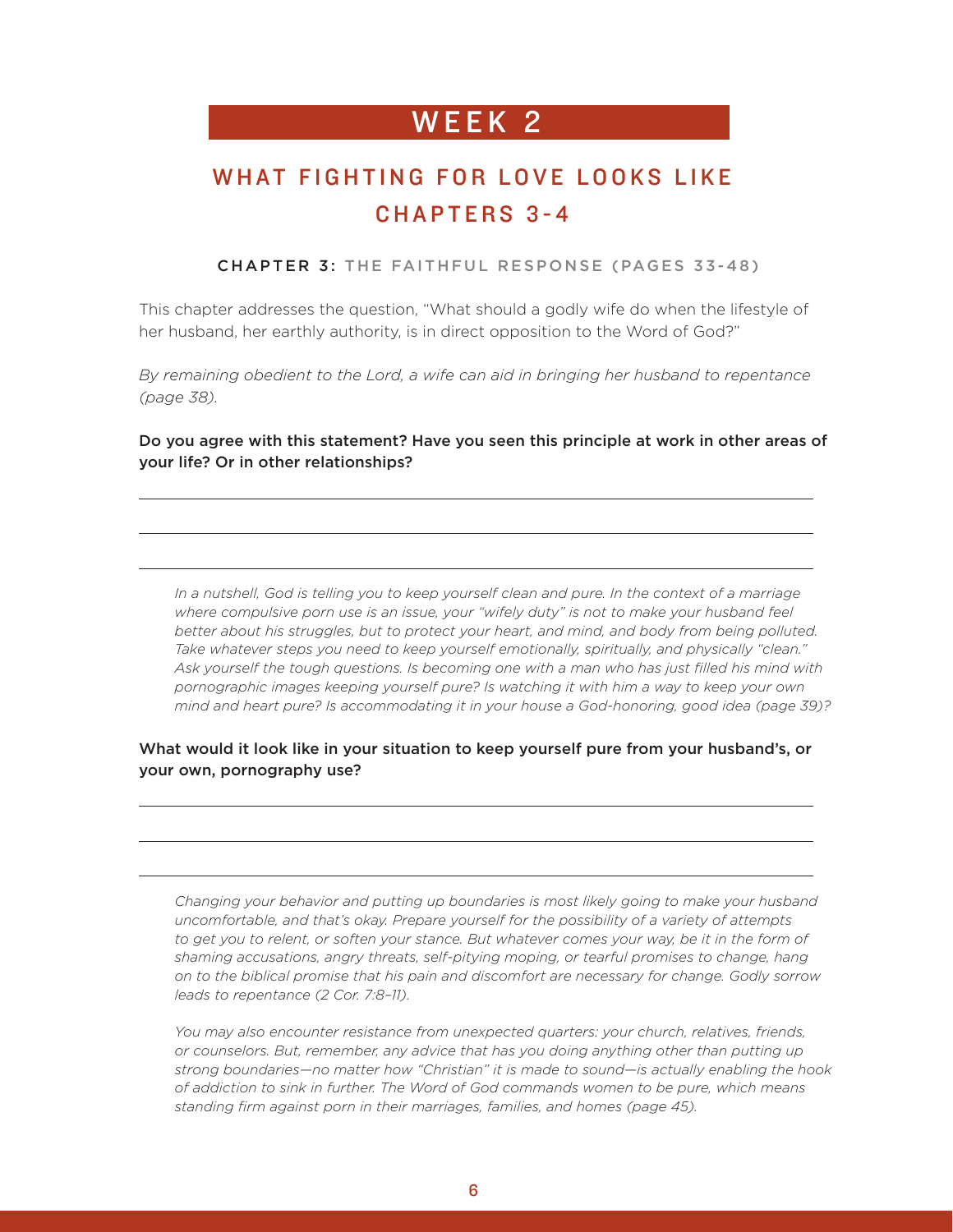# WEEK 2

## WHAT FIGHTING FOR LOVE LOOKS LIKE
## CHAPTERS 3-4

### CHAPTER 3: THE FAITHFUL RESPONSE (PAGES 33-48)

This chapter addresses the question, "What should a godly wife do when the lifestyle of her husband, her earthly authority, is in direct opposition to the Word of God?"

*By remaining obedient to the Lord, a wife can aid in bringing her husband to repentance (page 38).*

**Do you agree with this statement? Have you seen this principle at work in other areas of your life? Or in other relationships?**

______________________________________________________________________

______________________________________________________________________

______________________________________________________________________

*In a nutshell, God is telling you to keep yourself clean and pure. In the context of a marriage where compulsive porn use is an issue, your "wifely duty" is not to make your husband feel better about his struggles, but to protect your heart, and mind, and body from being polluted. Take whatever steps you need to keep yourself emotionally, spiritually, and physically "clean." Ask yourself the tough questions. Is becoming one with a man who has just filled his mind with pornographic images keeping yourself pure? Is watching it with him a way to keep your own mind and heart pure? Is accommodating it in your house a God-honoring, good idea (page 39)?*

**What would it look like in your situation to keep yourself pure from your husband's, or your own, pornography use?**

______________________________________________________________________

______________________________________________________________________

______________________________________________________________________

*Changing your behavior and putting up boundaries is most likely going to make your husband uncomfortable, and that's okay. Prepare yourself for the possibility of a variety of attempts to get you to relent, or soften your stance. But whatever comes your way, be it in the form of shaming accusations, angry threats, self-pitying moping, or tearful promises to change, hang on to the biblical promise that his pain and discomfort are necessary for change. Godly sorrow leads to repentance (2 Cor. 7:8–11).*

*You may also encounter resistance from unexpected quarters: your church, relatives, friends, or counselors. But, remember, any advice that has you doing anything other than putting up strong boundaries—no matter how "Christian" it is made to sound—is actually enabling the hook of addiction to sink in further. The Word of God commands women to be pure, which means standing firm against porn in their marriages, families, and homes (page 45).*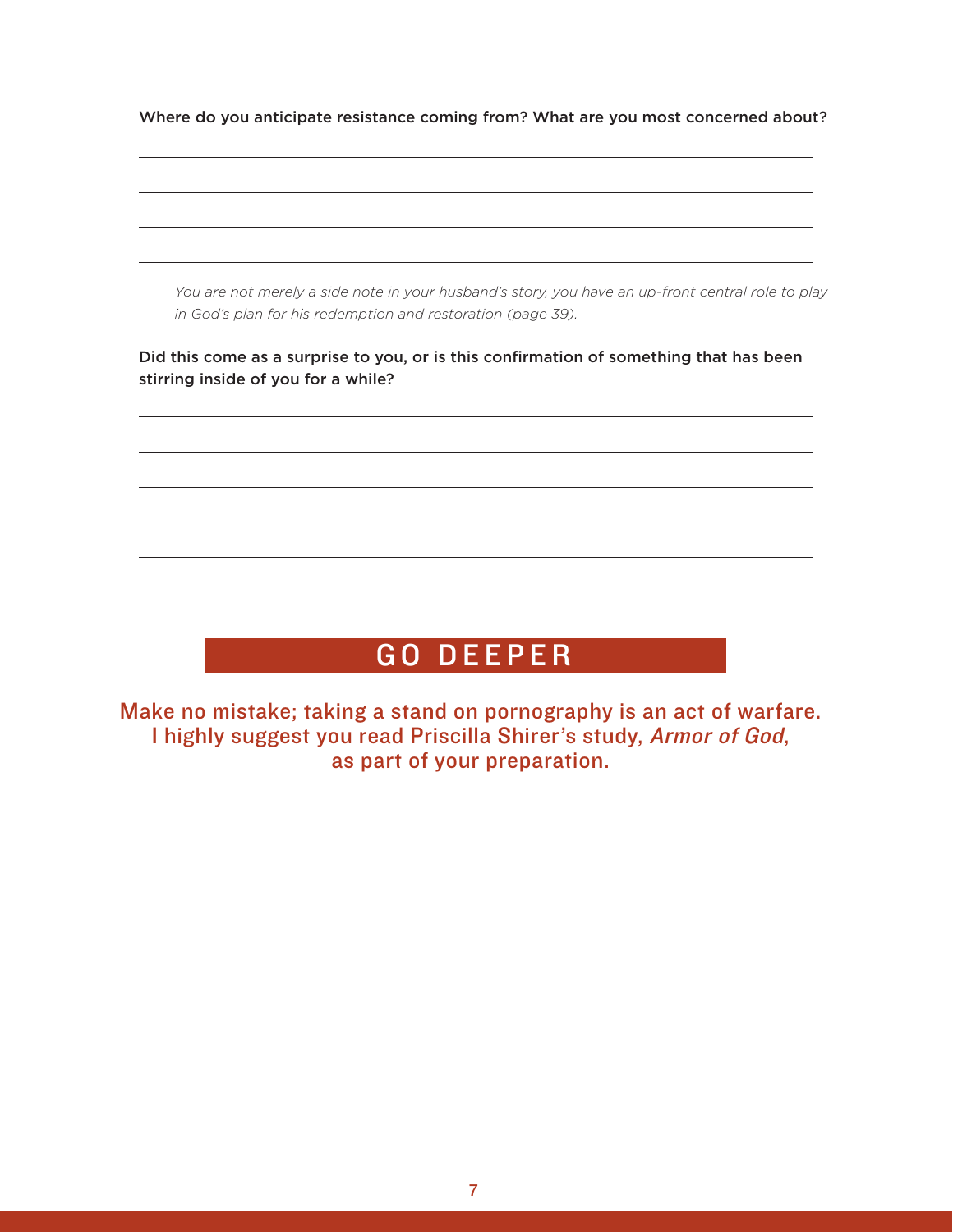**Where do you anticipate resistance coming from? What are you most concerned about?**

> *You are not merely a side note in your husband's story, you have an up-front central role to play in God's plan for his redemption and restoration (page 39).*

**Did this come as a surprise to you, or is this confirmation of something that has been stirring inside of you for a while?**

## GO DEEPER

Make no mistake; taking a stand on pornography is an act of warfare. I highly suggest you read Priscilla Shirer's study, *Armor of God*, as part of your preparation.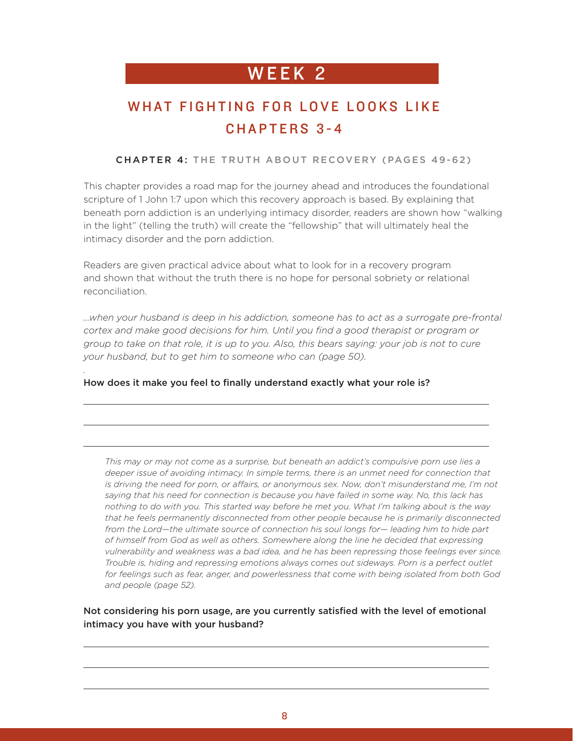# WEEK 2

## WHAT FIGHTING FOR LOVE LOOKS LIKE CHAPTERS 3-4

### CHAPTER 4: THE TRUTH ABOUT RECOVERY (PAGES 49-62)

This chapter provides a road map for the journey ahead and introduces the foundational scripture of 1 John 1:7 upon which this recovery approach is based. By explaining that beneath porn addiction is an underlying intimacy disorder, readers are shown how "walking in the light" (telling the truth) will create the "fellowship" that will ultimately heal the intimacy disorder and the porn addiction.

Readers are given practical advice about what to look for in a recovery program and shown that without the truth there is no hope for personal sobriety or relational reconciliation.

*...when your husband is deep in his addiction, someone has to act as a surrogate pre-frontal cortex and make good decisions for him. Until you find a good therapist or program or group to take on that role, it is up to you. Also, this bears saying: your job is not to cure your husband, but to get him to someone who can (page 50).*

**How does it make you feel to finally understand exactly what your role is?**

---

---

---

*This may or may not come as a surprise, but beneath an addict's compulsive porn use lies a deeper issue of avoiding intimacy. In simple terms, there is an unmet need for connection that is driving the need for porn, or affairs, or anonymous sex. Now, don't misunderstand me, I'm not saying that his need for connection is because you have failed in some way. No, this lack has nothing to do with you. This started way before he met you. What I'm talking about is the way that he feels permanently disconnected from other people because he is primarily disconnected from the Lord—the ultimate source of connection his soul longs for— leading him to hide part of himself from God as well as others. Somewhere along the line he decided that expressing vulnerability and weakness was a bad idea, and he has been repressing those feelings ever since. Trouble is, hiding and repressing emotions always comes out sideways. Porn is a perfect outlet for feelings such as fear, anger, and powerlessness that come with being isolated from both God and people (page 52).*

**Not considering his porn usage, are you currently satisfied with the level of emotional intimacy you have with your husband?**

---

---

---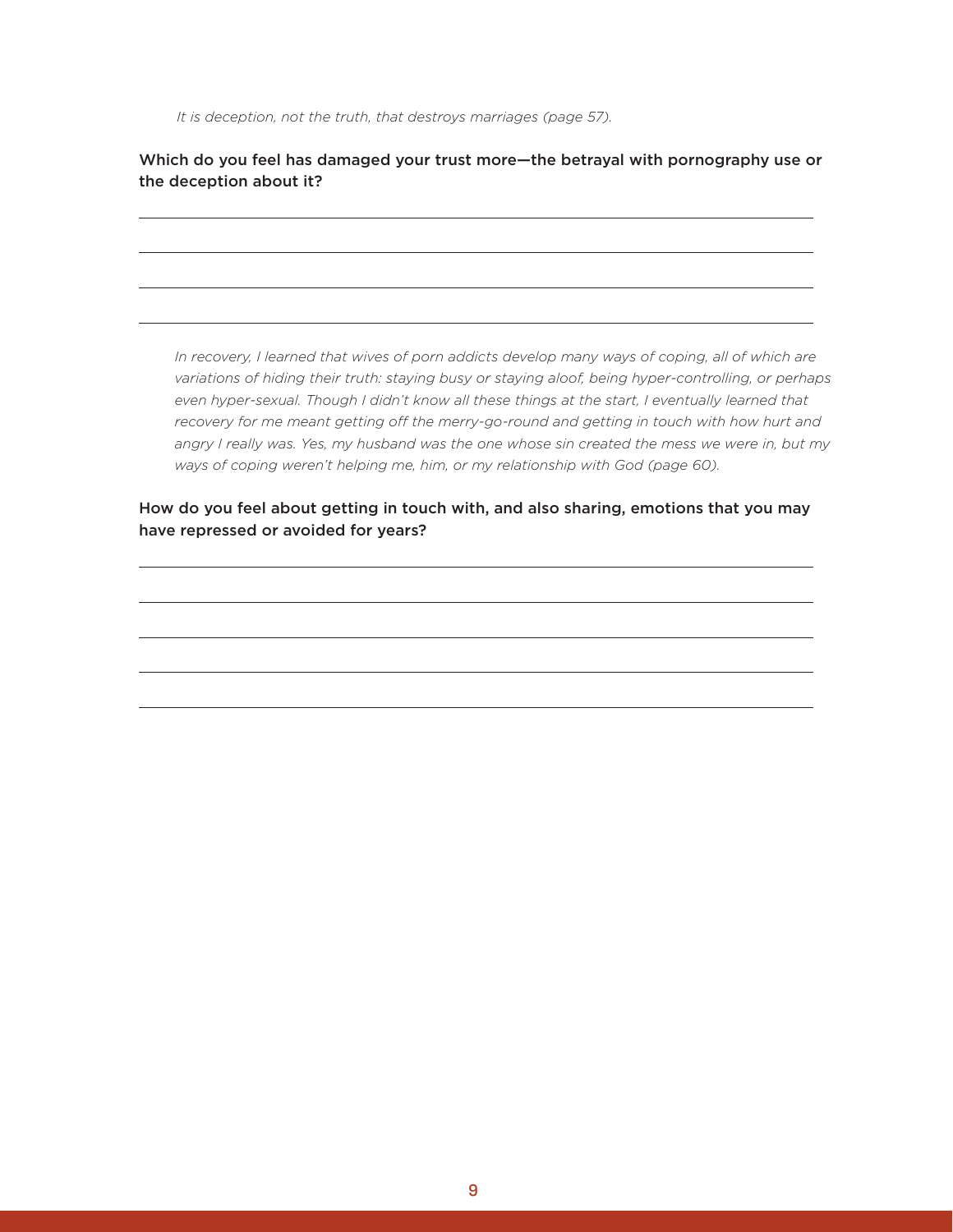*It is deception, not the truth, that destroys marriages (page 57).*

Which do you feel has damaged your trust more—the betrayal with pornography use or the deception about it?

---

---

---

---

*In recovery, I learned that wives of porn addicts develop many ways of coping, all of which are variations of hiding their truth: staying busy or staying aloof, being hyper-controlling, or perhaps even hyper-sexual. Though I didn't know all these things at the start, I eventually learned that recovery for me meant getting off the merry-go-round and getting in touch with how hurt and angry I really was. Yes, my husband was the one whose sin created the mess we were in, but my ways of coping weren't helping me, him, or my relationship with God (page 60).*

How do you feel about getting in touch with, and also sharing, emotions that you may have repressed or avoided for years?

---

---

---

---

---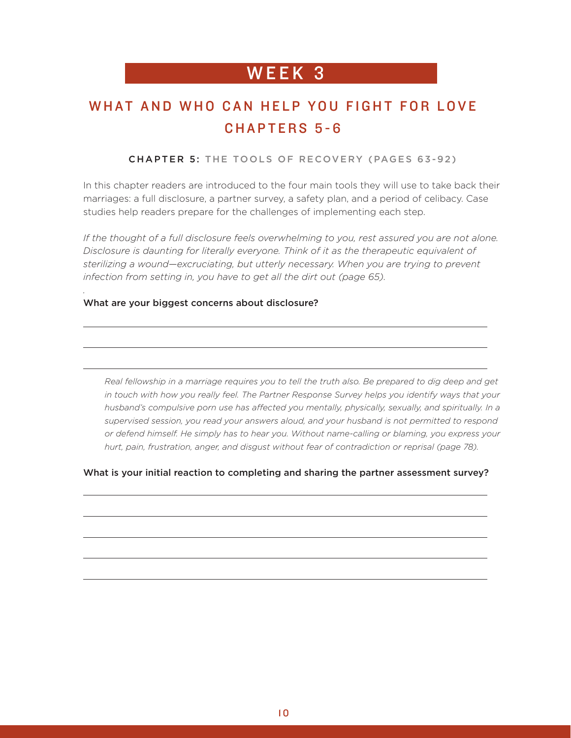# WEEK 3

## WHAT AND WHO CAN HELP YOU FIGHT FOR LOVE CHAPTERS 5-6

### CHAPTER 5: THE TOOLS OF RECOVERY (PAGES 63-92)

In this chapter readers are introduced to the four main tools they will use to take back their marriages: a full disclosure, a partner survey, a safety plan, and a period of celibacy. Case studies help readers prepare for the challenges of implementing each step.

*If the thought of a full disclosure feels overwhelming to you, rest assured you are not alone. Disclosure is daunting for literally everyone. Think of it as the therapeutic equivalent of sterilizing a wound—excruciating, but utterly necessary. When you are trying to prevent infection from setting in, you have to get all the dirt out (page 65).*

What are your biggest concerns about disclosure?

________________________________________________________________

________________________________________________________________

________________________________________________________________

> *Real fellowship in a marriage requires you to tell the truth also. Be prepared to dig deep and get in touch with how you really feel. The Partner Response Survey helps you identify ways that your husband's compulsive porn use has affected you mentally, physically, sexually, and spiritually. In a supervised session, you read your answers aloud, and your husband is not permitted to respond or defend himself. He simply has to hear you. Without name-calling or blaming, you express your hurt, pain, frustration, anger, and disgust without fear of contradiction or reprisal (page 78).*

What is your initial reaction to completing and sharing the partner assessment survey?

________________________________________________________________

________________________________________________________________

________________________________________________________________

________________________________________________________________

________________________________________________________________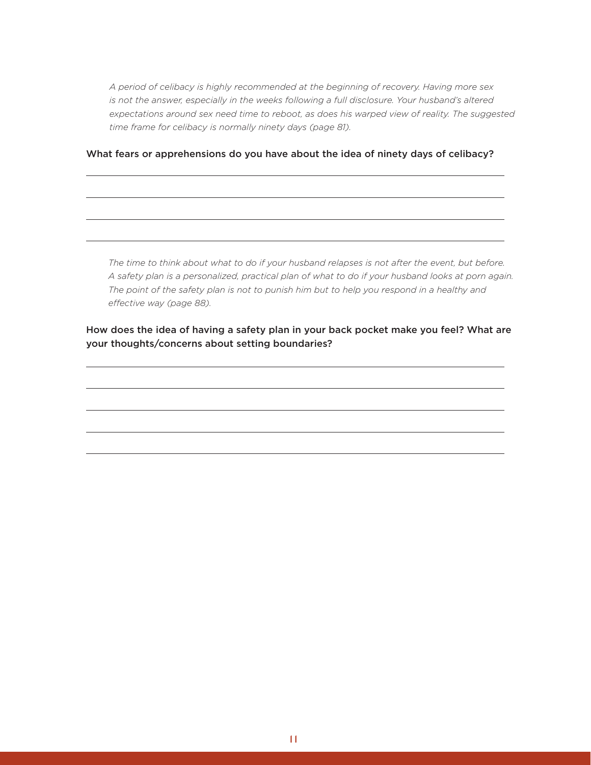*A period of celibacy is highly recommended at the beginning of recovery. Having more sex is not the answer, especially in the weeks following a full disclosure. Your husband's altered expectations around sex need time to reboot, as does his warped view of reality. The suggested time frame for celibacy is normally ninety days (page 81).*

What fears or apprehensions do you have about the idea of ninety days of celibacy?

*The time to think about what to do if your husband relapses is not after the event, but before. A safety plan is a personalized, practical plan of what to do if your husband looks at porn again. The point of the safety plan is not to punish him but to help you respond in a healthy and effective way (page 88).*

How does the idea of having a safety plan in your back pocket make you feel? What are your thoughts/concerns about setting boundaries?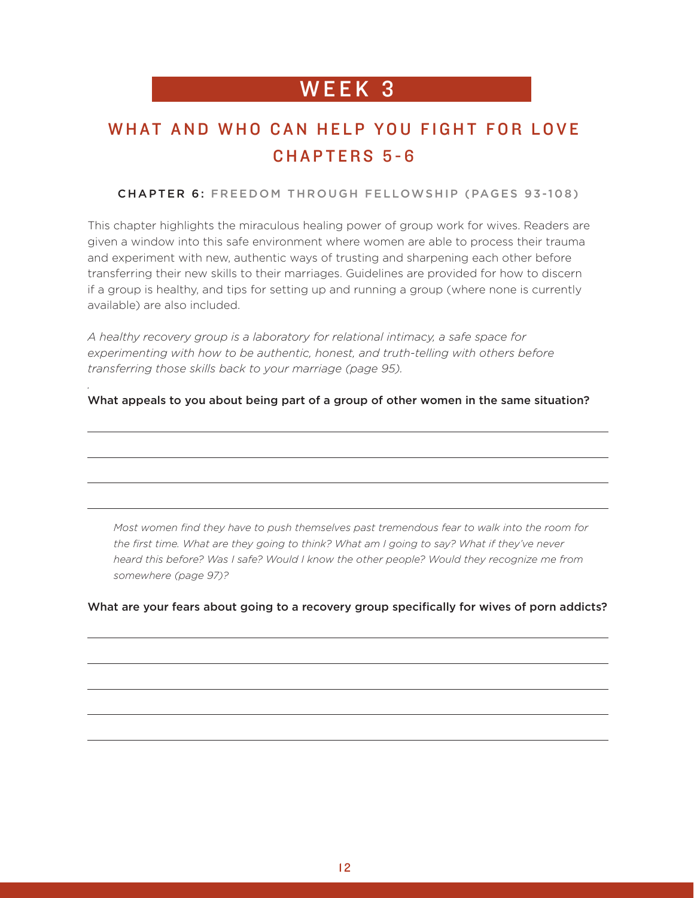# WEEK 3

## WHAT AND WHO CAN HELP YOU FIGHT FOR LOVE CHAPTERS 5-6

### CHAPTER 6: FREEDOM THROUGH FELLOWSHIP (PAGES 93-108)

This chapter highlights the miraculous healing power of group work for wives. Readers are given a window into this safe environment where women are able to process their trauma and experiment with new, authentic ways of trusting and sharpening each other before transferring their new skills to their marriages. Guidelines are provided for how to discern if a group is healthy, and tips for setting up and running a group (where none is currently available) are also included.

*A healthy recovery group is a laboratory for relational intimacy, a safe space for experimenting with how to be authentic, honest, and truth-telling with others before transferring those skills back to your marriage (page 95).*

**What appeals to you about being part of a group of other women in the same situation?**

> *Most women find they have to push themselves past tremendous fear to walk into the room for the first time. What are they going to think? What am I going to say? What if they've never heard this before? Was I safe? Would I know the other people? Would they recognize me from somewhere (page 97)?*

**What are your fears about going to a recovery group specifically for wives of porn addicts?**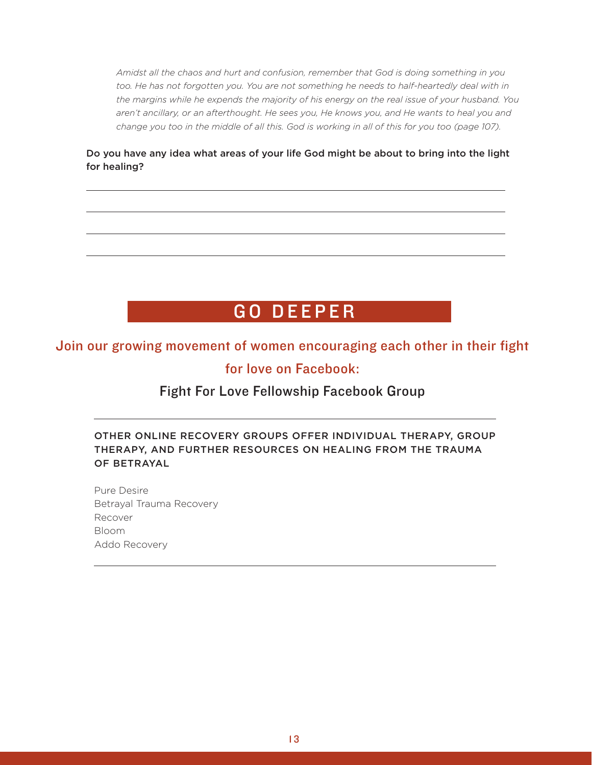*Amidst all the chaos and hurt and confusion, remember that God is doing something in you too. He has not forgotten you. You are not something he needs to half-heartedly deal with in the margins while he expends the majority of his energy on the real issue of your husband. You aren't ancillary, or an afterthought. He sees you, He knows you, and He wants to heal you and change you too in the middle of all this. God is working in all of this for you too (page 107).*

**Do you have any idea what areas of your life God might be about to bring into the light for healing?**

______________________________________________

______________________________________________

______________________________________________

______________________________________________

## GO DEEPER

### Join our growing movement of women encouraging each other in their fight for love on Facebook:

### Fight For Love Fellowship Facebook Group

---

**OTHER ONLINE RECOVERY GROUPS OFFER INDIVIDUAL THERAPY, GROUP THERAPY, AND FURTHER RESOURCES ON HEALING FROM THE TRAUMA OF BETRAYAL**

Pure Desire
Betrayal Trauma Recovery
Recover
Bloom
Addo Recovery

---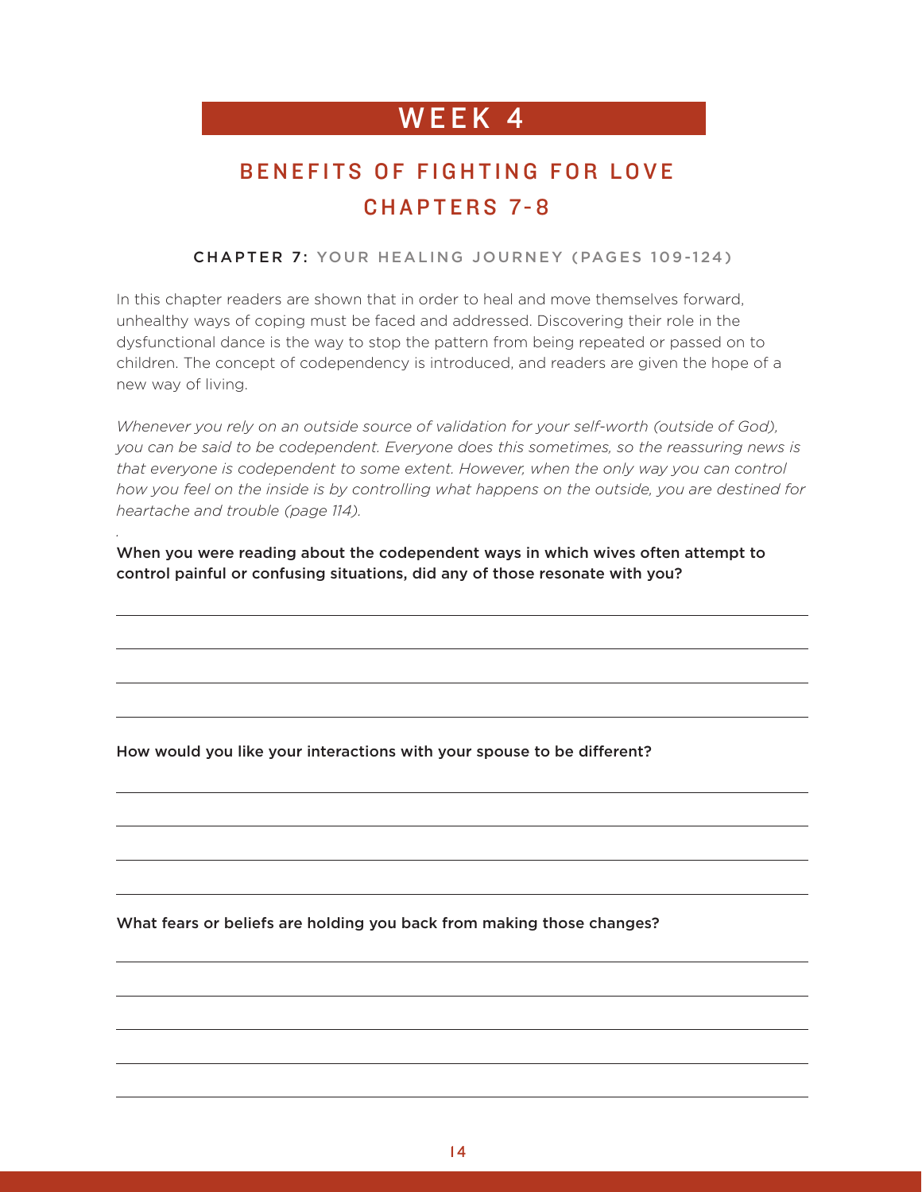# WEEK 4

## BENEFITS OF FIGHTING FOR LOVE
## CHAPTERS 7-8

### CHAPTER 7: YOUR HEALING JOURNEY (PAGES 109-124)

In this chapter readers are shown that in order to heal and move themselves forward, unhealthy ways of coping must be faced and addressed. Discovering their role in the dysfunctional dance is the way to stop the pattern from being repeated or passed on to children. The concept of codependency is introduced, and readers are given the hope of a new way of living.

*Whenever you rely on an outside source of validation for your self-worth (outside of God), you can be said to be codependent. Everyone does this sometimes, so the reassuring news is that everyone is codependent to some extent. However, when the only way you can control how you feel on the inside is by controlling what happens on the outside, you are destined for heartache and trouble (page 114).*

**When you were reading about the codependent ways in which wives often attempt to control painful or confusing situations, did any of those resonate with you?**

**How would you like your interactions with your spouse to be different?**

**What fears or beliefs are holding you back from making those changes?**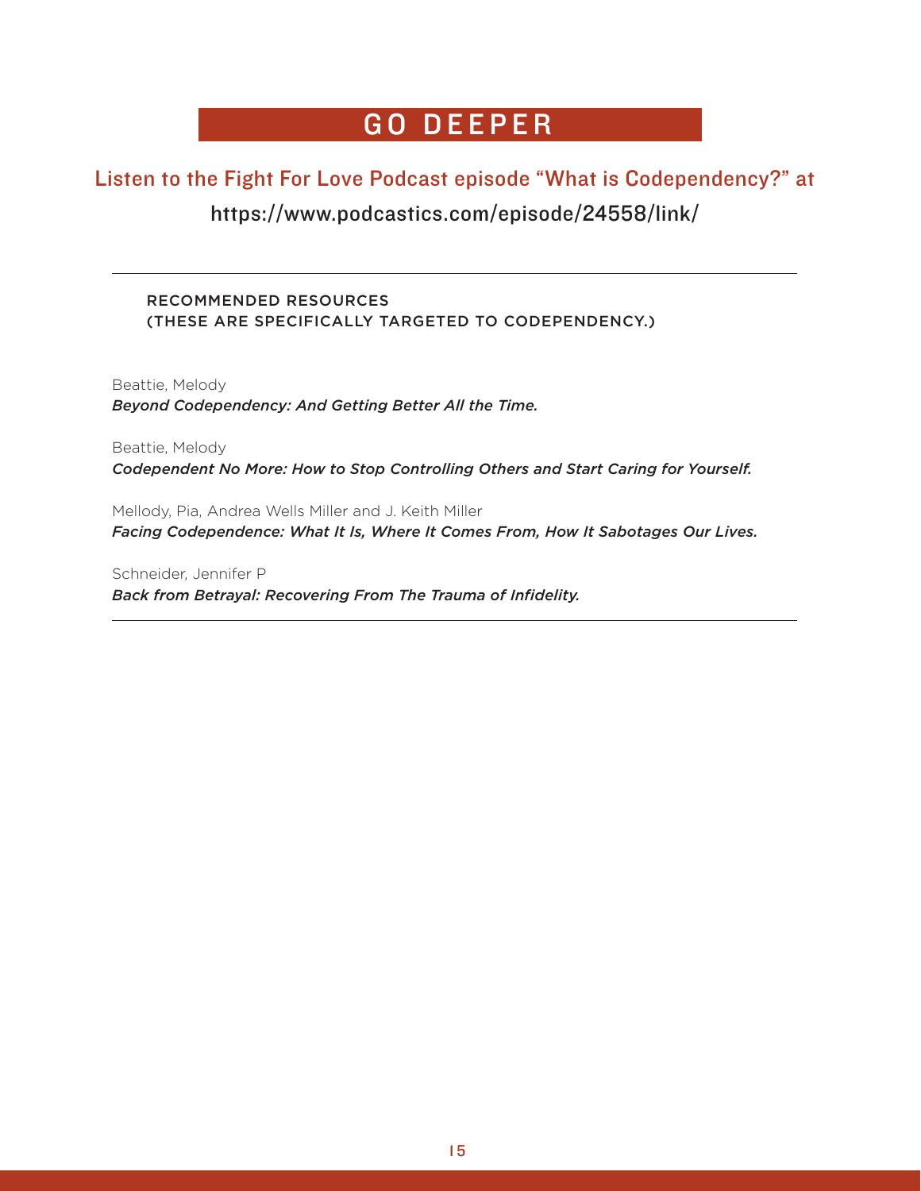## GO DEEPER

**Listen to the Fight For Love Podcast episode "What is Codependency?" at**

**https://www.podcastics.com/episode/24558/link/**

---

RECOMMENDED RESOURCES
(THESE ARE SPECIFICALLY TARGETED TO CODEPENDENCY.)

Beattie, Melody
***Beyond Codependency: And Getting Better All the Time.***

Beattie, Melody
***Codependent No More: How to Stop Controlling Others and Start Caring for Yourself.***

Mellody, Pia, Andrea Wells Miller and J. Keith Miller
***Facing Codependence: What It Is, Where It Comes From, How It Sabotages Our Lives.***

Schneider, Jennifer P
***Back from Betrayal: Recovering From The Trauma of Infidelity.***

---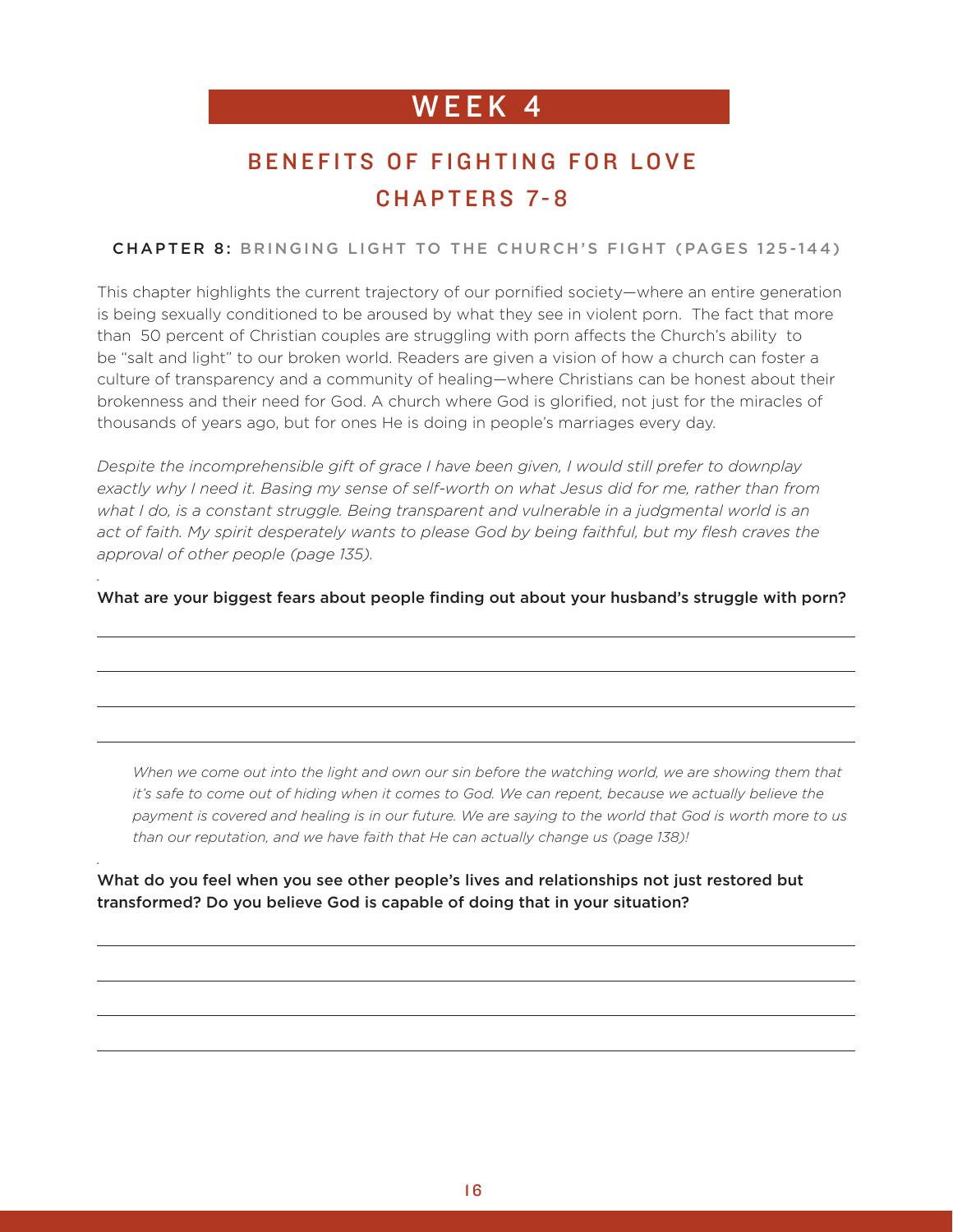# WEEK 4

## BENEFITS OF FIGHTING FOR LOVE
## CHAPTERS 7-8

### CHAPTER 8: BRINGING LIGHT TO THE CHURCH'S FIGHT (PAGES 125-144)

This chapter highlights the current trajectory of our pornified society—where an entire generation is being sexually conditioned to be aroused by what they see in violent porn. The fact that more than 50 percent of Christian couples are struggling with porn affects the Church's ability to be "salt and light" to our broken world. Readers are given a vision of how a church can foster a culture of transparency and a community of healing—where Christians can be honest about their brokenness and their need for God. A church where God is glorified, not just for the miracles of thousands of years ago, but for ones He is doing in people's marriages every day.

*Despite the incomprehensible gift of grace I have been given, I would still prefer to downplay exactly why I need it. Basing my sense of self-worth on what Jesus did for me, rather than from what I do, is a constant struggle. Being transparent and vulnerable in a judgmental world is an act of faith. My spirit desperately wants to please God by being faithful, but my flesh craves the approval of other people (page 135).*

What are your biggest fears about people finding out about your husband's struggle with porn?

*When we come out into the light and own our sin before the watching world, we are showing them that it's safe to come out of hiding when it comes to God. We can repent, because we actually believe the payment is covered and healing is in our future. We are saying to the world that God is worth more to us than our reputation, and we have faith that He can actually change us (page 138)!*

What do you feel when you see other people's lives and relationships not just restored but transformed? Do you believe God is capable of doing that in your situation?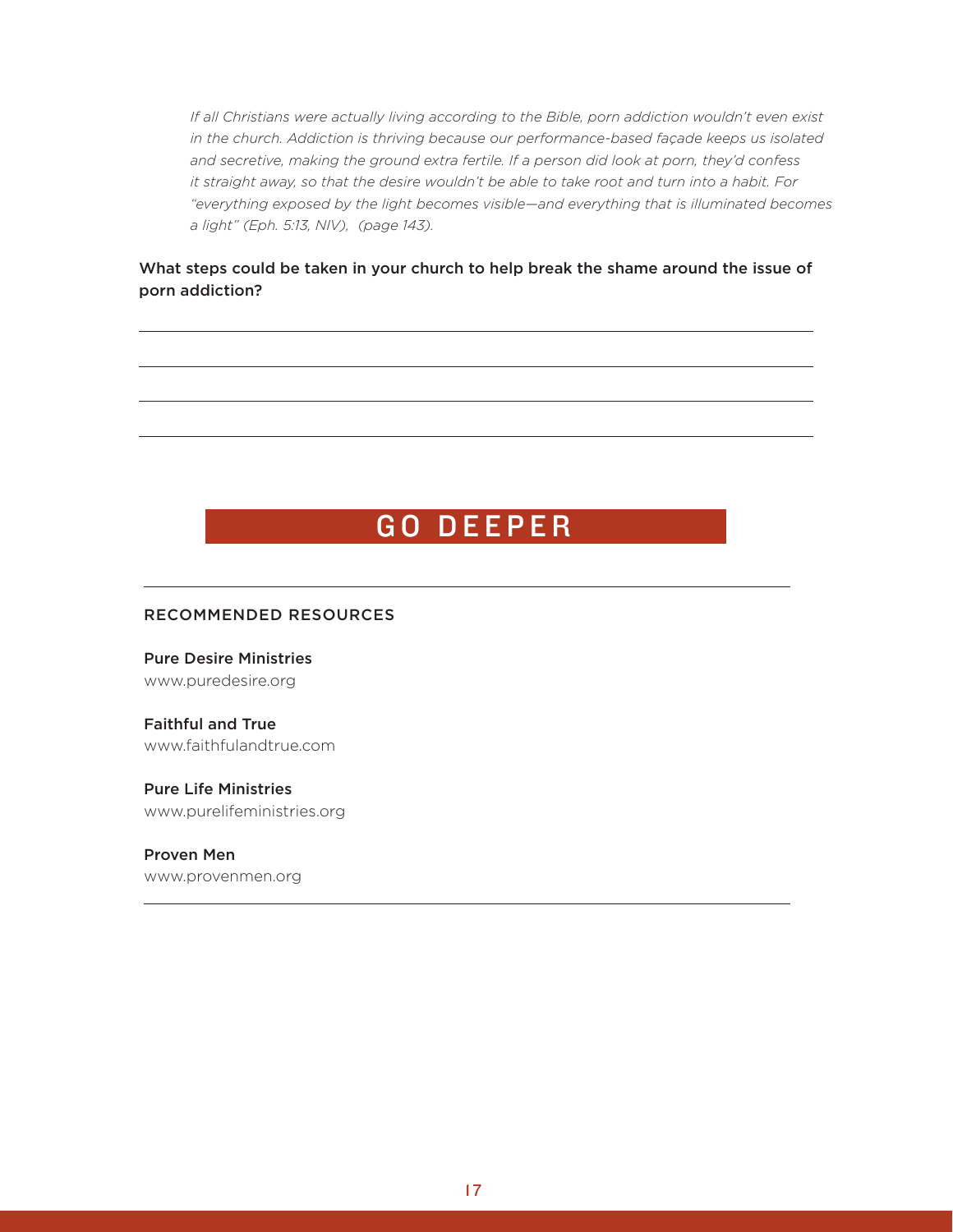*If all Christians were actually living according to the Bible, porn addiction wouldn't even exist in the church. Addiction is thriving because our performance-based façade keeps us isolated and secretive, making the ground extra fertile. If a person did look at porn, they'd confess it straight away, so that the desire wouldn't be able to take root and turn into a habit. For "everything exposed by the light becomes visible—and everything that is illuminated becomes a light" (Eph. 5:13, NIV), (page 143).*

What steps could be taken in your church to help break the shame around the issue of porn addiction?

## GO DEEPER

### RECOMMENDED RESOURCES

**Pure Desire Ministries**
www.puredesire.org

**Faithful and True**
www.faithfulandtrue.com

**Pure Life Ministries**
www.purelifeministries.org

**Proven Men**
www.provenmen.org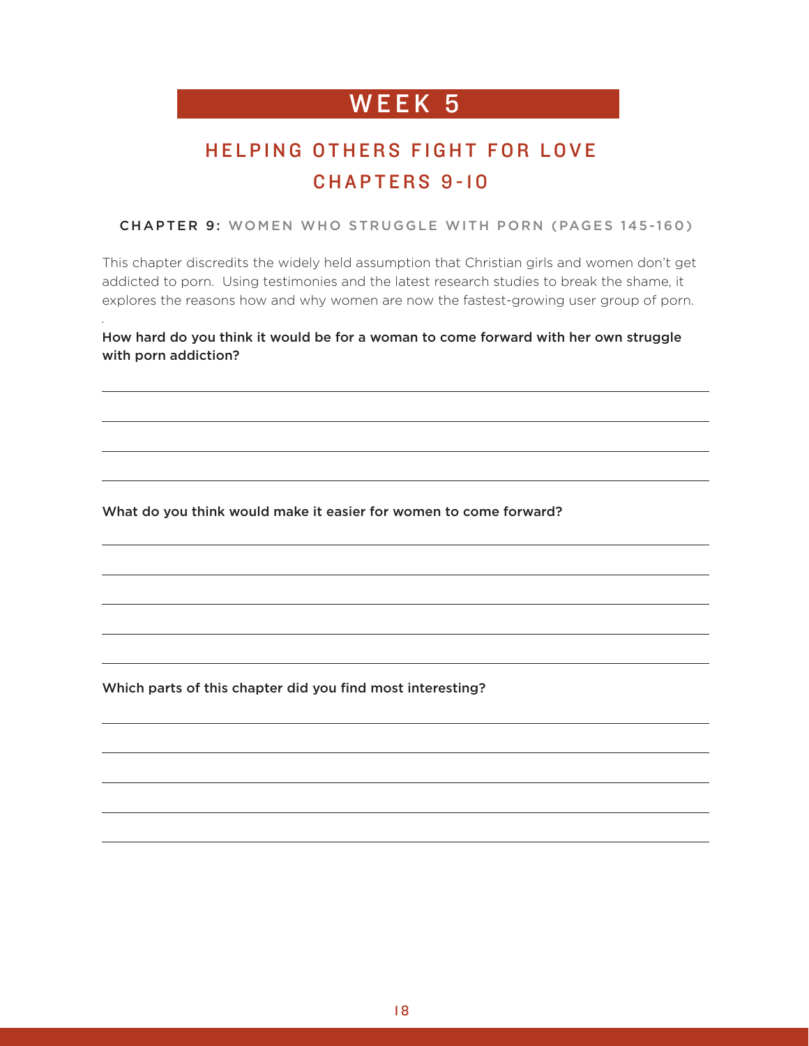# WEEK 5

## HELPING OTHERS FIGHT FOR LOVE
## CHAPTERS 9-10

### CHAPTER 9: WOMEN WHO STRUGGLE WITH PORN (PAGES 145-160)

This chapter discredits the widely held assumption that Christian girls and women don't get addicted to porn. Using testimonies and the latest research studies to break the shame, it explores the reasons how and why women are now the fastest-growing user group of porn.

**How hard do you think it would be for a woman to come forward with her own struggle with porn addiction?**

**What do you think would make it easier for women to come forward?**

**Which parts of this chapter did you find most interesting?**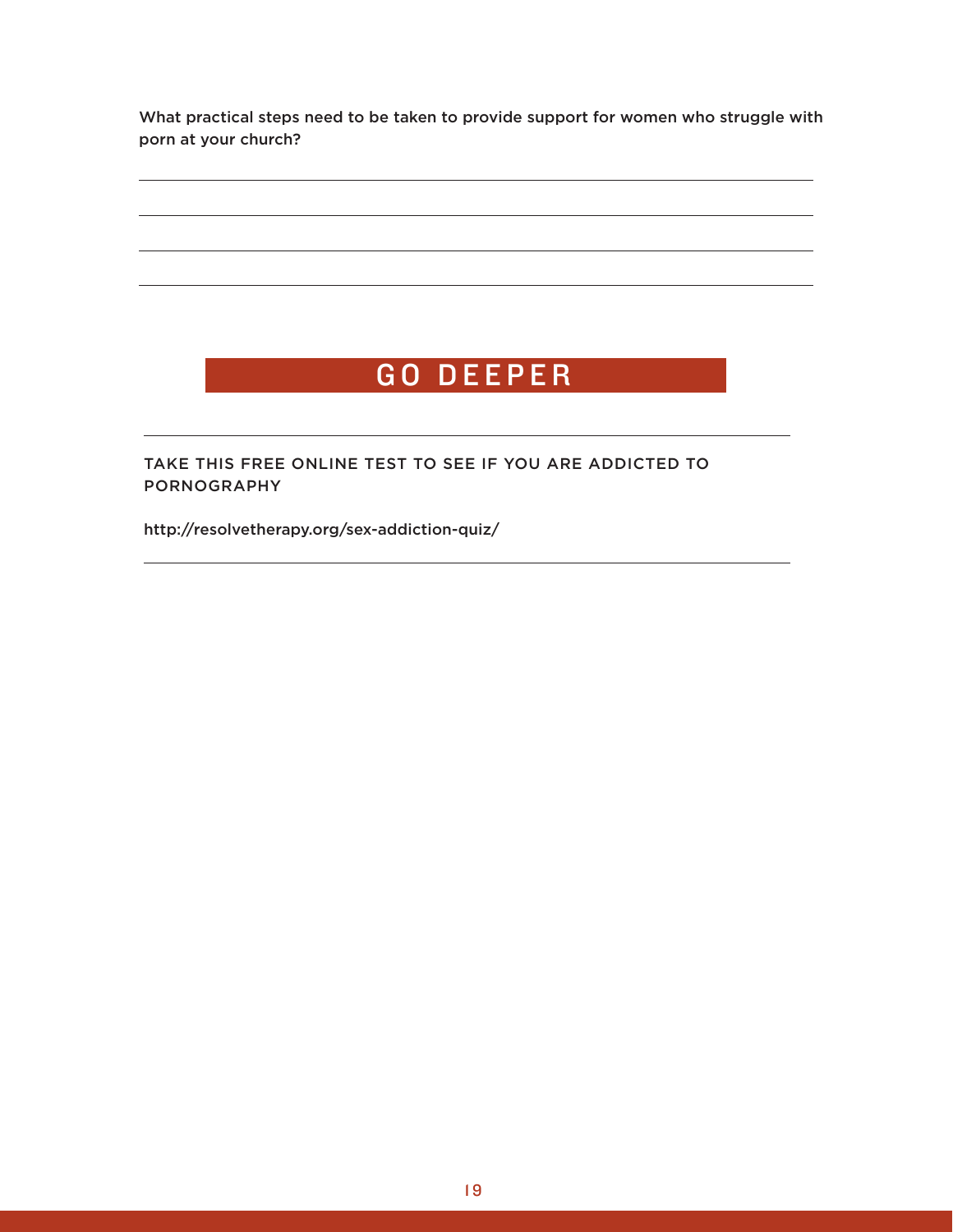What practical steps need to be taken to provide support for women who struggle with porn at your church?

## GO DEEPER

TAKE THIS FREE ONLINE TEST TO SEE IF YOU ARE ADDICTED TO PORNOGRAPHY

http://resolvetherapy.org/sex-addiction-quiz/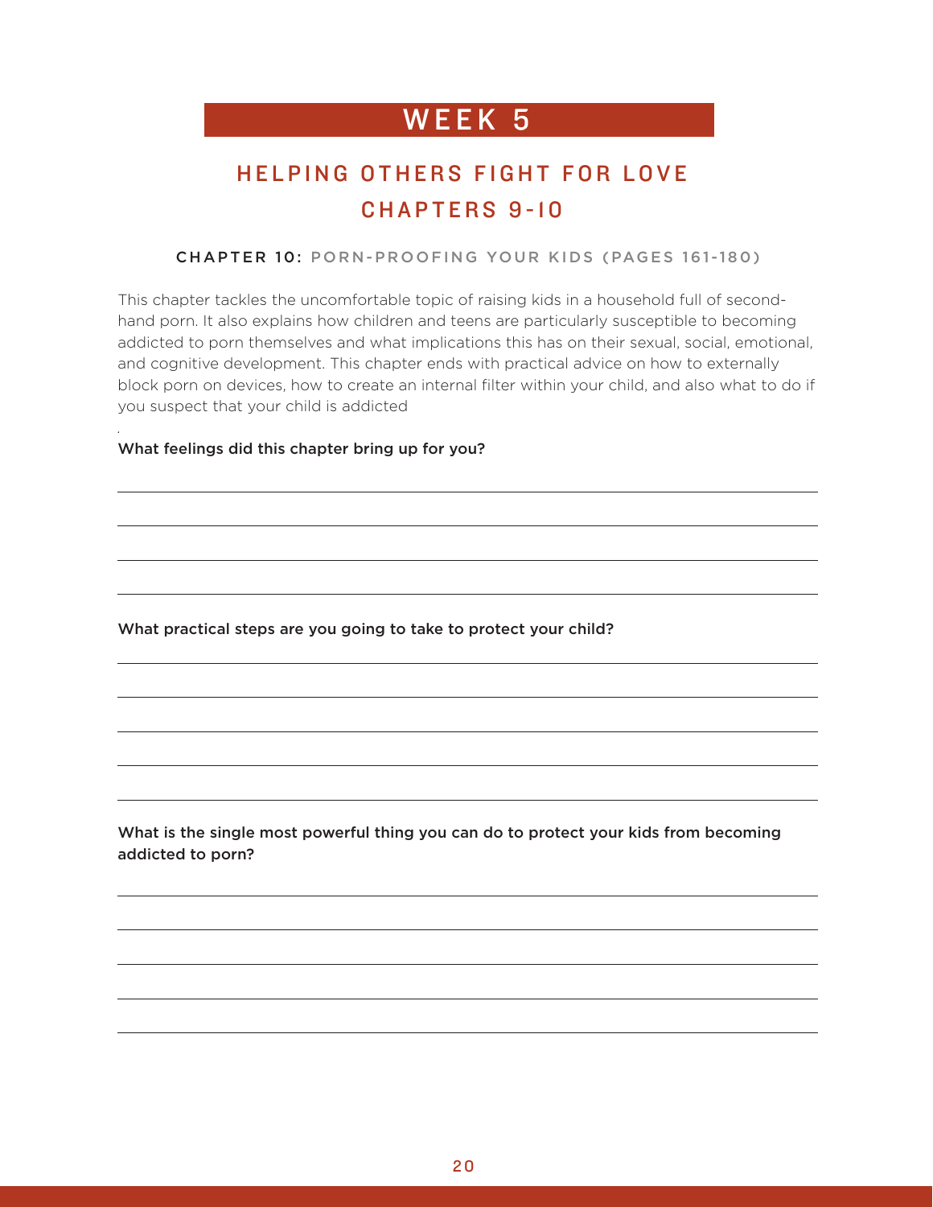# WEEK 5

## HELPING OTHERS FIGHT FOR LOVE
## CHAPTERS 9-10

### CHAPTER 10: PORN-PROOFING YOUR KIDS (PAGES 161-180)

This chapter tackles the uncomfortable topic of raising kids in a household full of second-hand porn. It also explains how children and teens are particularly susceptible to becoming addicted to porn themselves and what implications this has on their sexual, social, emotional, and cognitive development. This chapter ends with practical advice on how to externally block porn on devices, how to create an internal filter within your child, and also what to do if you suspect that your child is addicted

**What feelings did this chapter bring up for you?**

**What practical steps are you going to take to protect your child?**

**What is the single most powerful thing you can do to protect your kids from becoming addicted to porn?**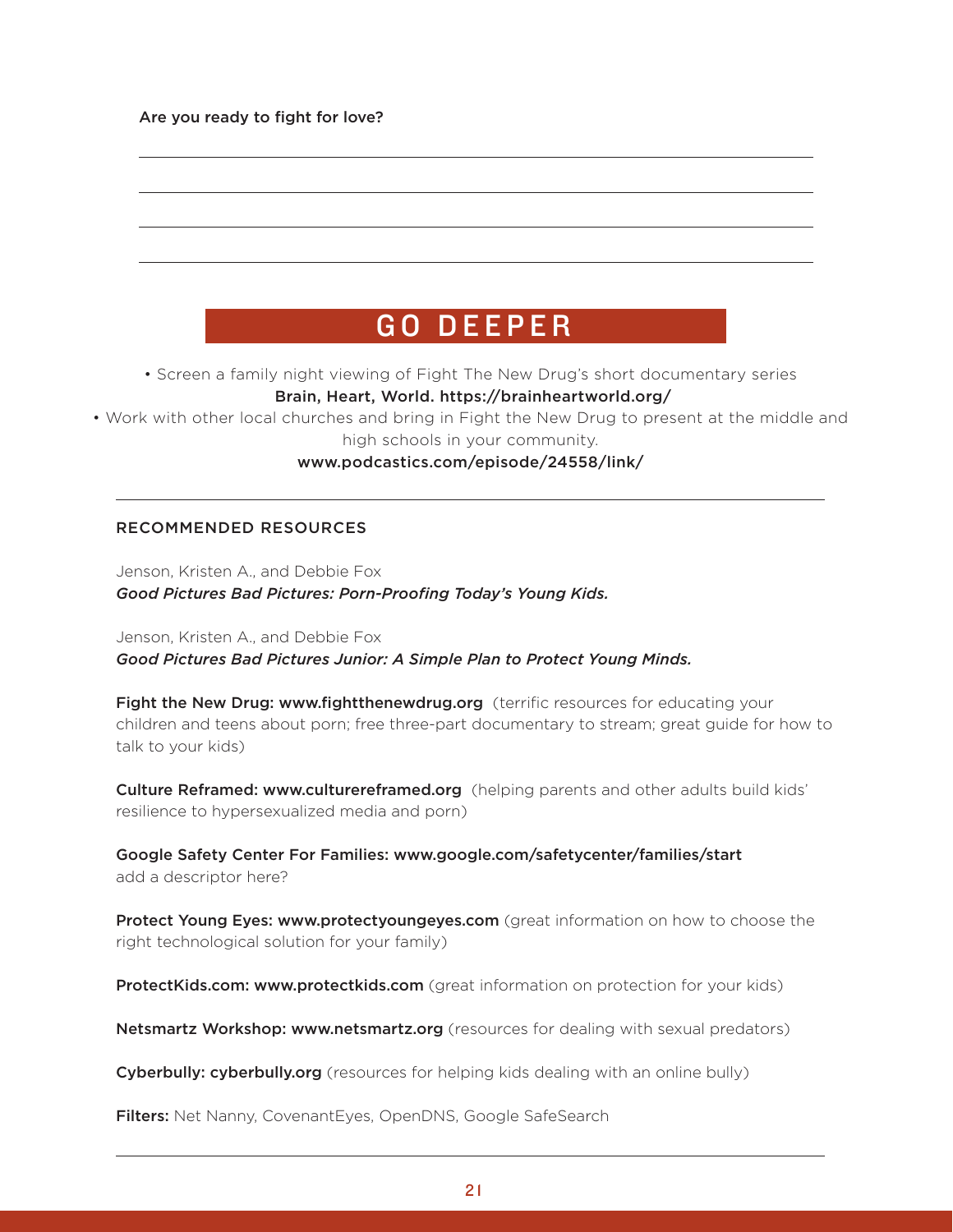Are you ready to fight for love?

## GO DEEPER

- Screen a family night viewing of Fight The New Drug's short documentary series **Brain, Heart, World. https://brainheartworld.org/**
- Work with other local churches and bring in Fight the New Drug to present at the middle and high schools in your community. **www.podcastics.com/episode/24558/link/**

---

### RECOMMENDED RESOURCES

Jenson, Kristen A., and Debbie Fox
***Good Pictures Bad Pictures: Porn-Proofing Today's Young Kids.***

Jenson, Kristen A., and Debbie Fox
***Good Pictures Bad Pictures Junior: A Simple Plan to Protect Young Minds.***

**Fight the New Drug: www.fightthenewdrug.org** (terrific resources for educating your children and teens about porn; free three-part documentary to stream; great guide for how to talk to your kids)

**Culture Reframed: www.culturereframed.org** (helping parents and other adults build kids' resilience to hypersexualized media and porn)

**Google Safety Center For Families: www.google.com/safetycenter/families/start**
add a descriptor here?

**Protect Young Eyes: www.protectyoungeyes.com** (great information on how to choose the right technological solution for your family)

**ProtectKids.com: www.protectkids.com** (great information on protection for your kids)

**Netsmartz Workshop: www.netsmartz.org** (resources for dealing with sexual predators)

**Cyberbully: cyberbully.org** (resources for helping kids dealing with an online bully)

**Filters:** Net Nanny, CovenantEyes, OpenDNS, Google SafeSearch